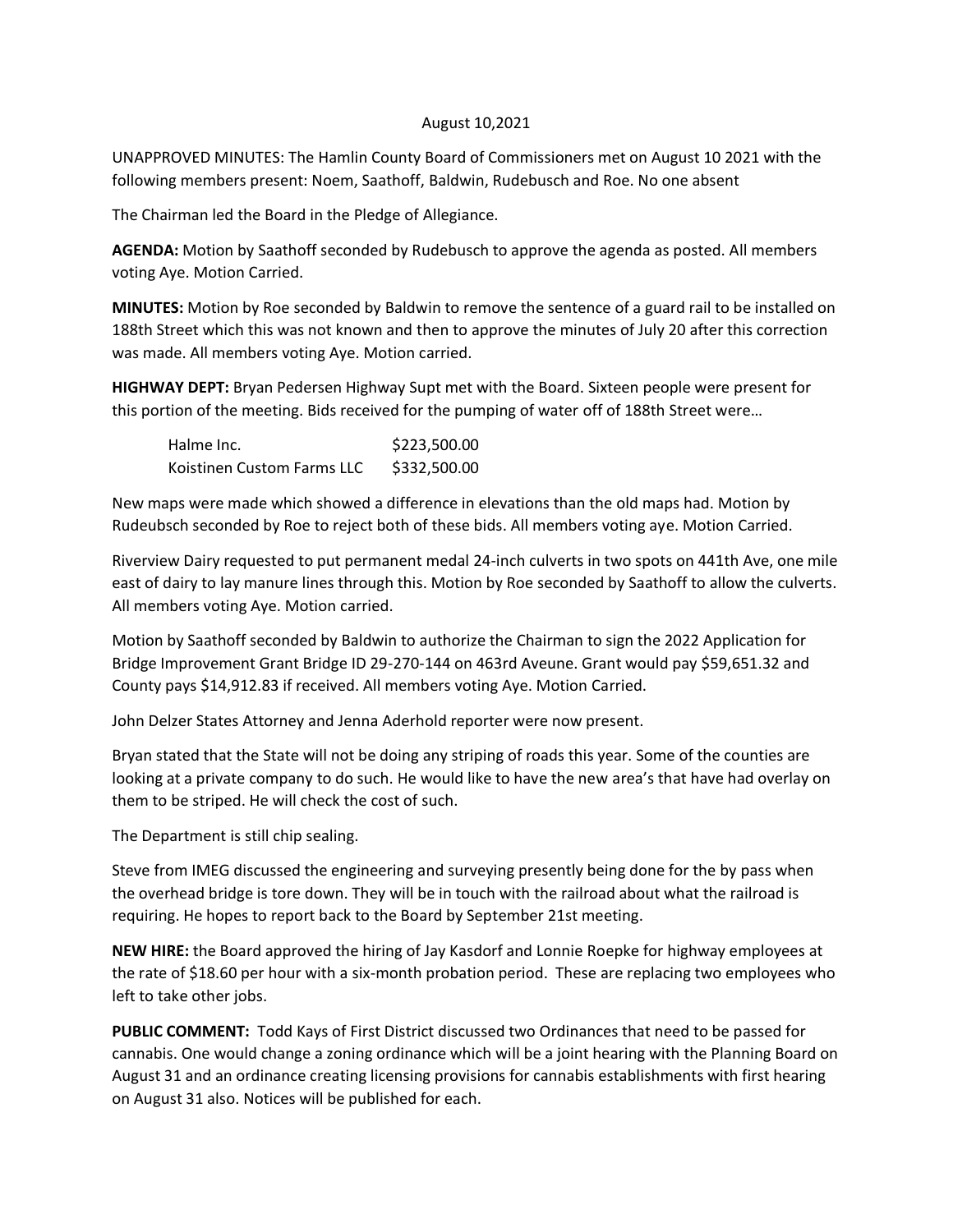August 10,2021

UNAPPROVED MINUTES: The Hamlin County Board of Commissioners met on August 10 2021 with the following members present: Noem, Saathoff, Baldwin, Rudebusch and Roe. No one absent

The Chairman led the Board in the Pledge of Allegiance.

**AGENDA:** Motion by Saathoff seconded by Rudebusch to approve the agenda as posted. All members voting Aye. Motion Carried.

**MINUTES:** Motion by Roe seconded by Baldwin to remove the sentence of a guard rail to be installed on 188th Street which this was not known and then to approve the minutes of July 20 after this correction was made. All members voting Aye. Motion carried.

**HIGHWAY DEPT:** Bryan Pedersen Highway Supt met with the Board. Sixteen people were present for this portion of the meeting. Bids received for the pumping of water off of 188th Street were…

| | |
|---|---|
| Halme Inc. | $223,500.00 |
| Koistinen Custom Farms LLC | $332,500.00 |

New maps were made which showed a difference in elevations than the old maps had. Motion by Rudeubsch seconded by Roe to reject both of these bids. All members voting aye. Motion Carried.

Riverview Dairy requested to put permanent medal 24-inch culverts in two spots on 441th Ave, one mile east of dairy to lay manure lines through this. Motion by Roe seconded by Saathoff to allow the culverts. All members voting Aye. Motion carried.

Motion by Saathoff seconded by Baldwin to authorize the Chairman to sign the 2022 Application for Bridge Improvement Grant Bridge ID 29-270-144 on 463rd Aveune. Grant would pay $59,651.32 and County pays $14,912.83 if received. All members voting Aye. Motion Carried.

John Delzer States Attorney and Jenna Aderhold reporter were now present.

Bryan stated that the State will not be doing any striping of roads this year. Some of the counties are looking at a private company to do such. He would like to have the new area's that have had overlay on them to be striped. He will check the cost of such.

The Department is still chip sealing.

Steve from IMEG discussed the engineering and surveying presently being done for the by pass when the overhead bridge is tore down. They will be in touch with the railroad about what the railroad is requiring. He hopes to report back to the Board by September 21st meeting.

**NEW HIRE:** the Board approved the hiring of Jay Kasdorf and Lonnie Roepke for highway employees at the rate of $18.60 per hour with a six-month probation period. These are replacing two employees who left to take other jobs.

**PUBLIC COMMENT:** Todd Kays of First District discussed two Ordinances that need to be passed for cannabis. One would change a zoning ordinance which will be a joint hearing with the Planning Board on August 31 and an ordinance creating licensing provisions for cannabis establishments with first hearing on August 31 also. Notices will be published for each.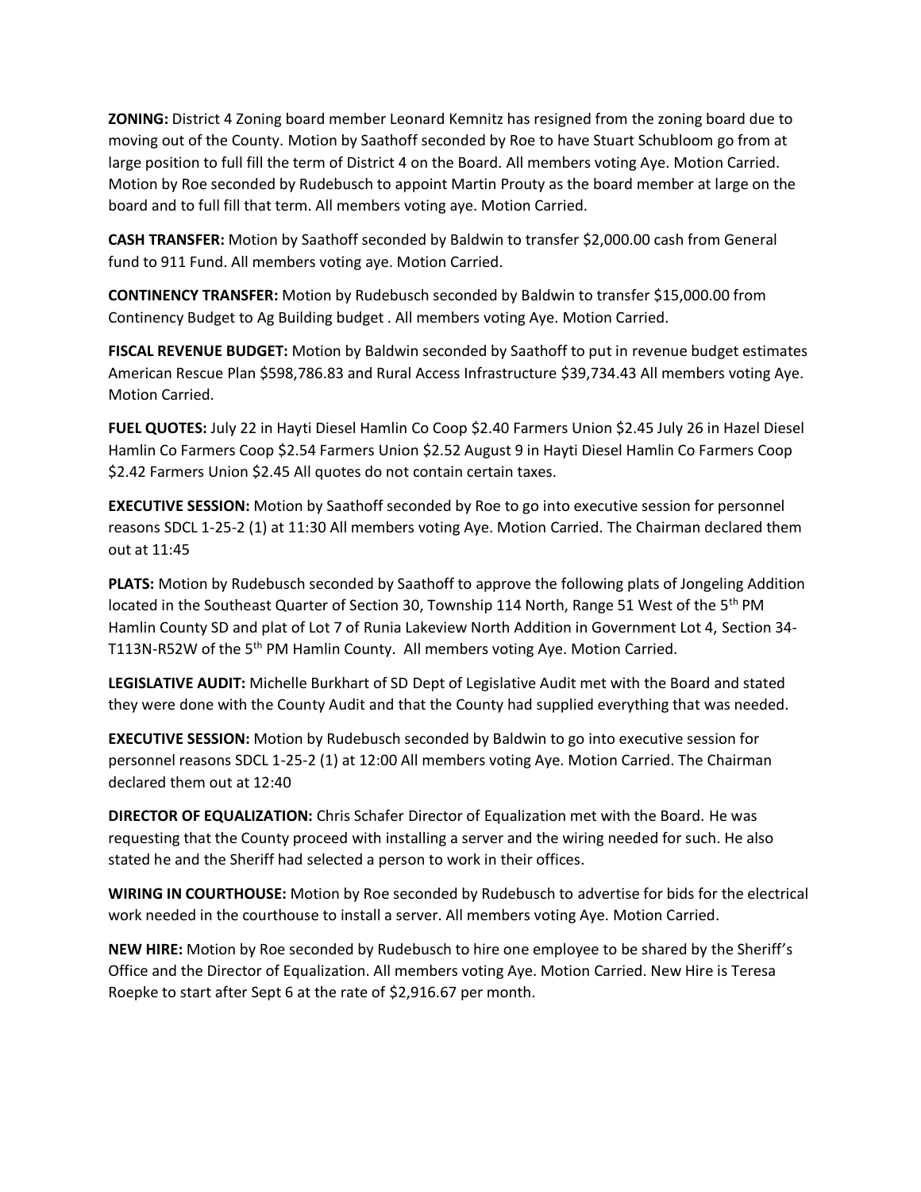**ZONING:** District 4 Zoning board member Leonard Kemnitz has resigned from the zoning board due to moving out of the County. Motion by Saathoff seconded by Roe to have Stuart Schubloom go from at large position to full fill the term of District 4 on the Board. All members voting Aye. Motion Carried. Motion by Roe seconded by Rudebusch to appoint Martin Prouty as the board member at large on the board and to full fill that term. All members voting aye. Motion Carried.

**CASH TRANSFER:** Motion by Saathoff seconded by Baldwin to transfer $2,000.00 cash from General fund to 911 Fund. All members voting aye. Motion Carried.

**CONTINENCY TRANSFER:** Motion by Rudebusch seconded by Baldwin to transfer $15,000.00 from Continency Budget to Ag Building budget . All members voting Aye. Motion Carried.

**FISCAL REVENUE BUDGET:** Motion by Baldwin seconded by Saathoff to put in revenue budget estimates American Rescue Plan $598,786.83 and Rural Access Infrastructure $39,734.43 All members voting Aye. Motion Carried.

**FUEL QUOTES:** July 22 in Hayti Diesel Hamlin Co Coop $2.40 Farmers Union $2.45 July 26 in Hazel Diesel Hamlin Co Farmers Coop $2.54 Farmers Union $2.52 August 9 in Hayti Diesel Hamlin Co Farmers Coop $2.42 Farmers Union $2.45 All quotes do not contain certain taxes.

**EXECUTIVE SESSION:** Motion by Saathoff seconded by Roe to go into executive session for personnel reasons SDCL 1-25-2 (1) at 11:30 All members voting Aye. Motion Carried. The Chairman declared them out at 11:45

**PLATS:** Motion by Rudebusch seconded by Saathoff to approve the following plats of Jongeling Addition located in the Southeast Quarter of Section 30, Township 114 North, Range 51 West of the 5th PM Hamlin County SD and plat of Lot 7 of Runia Lakeview North Addition in Government Lot 4, Section 34-T113N-R52W of the 5th PM Hamlin County. All members voting Aye. Motion Carried.

**LEGISLATIVE AUDIT:** Michelle Burkhart of SD Dept of Legislative Audit met with the Board and stated they were done with the County Audit and that the County had supplied everything that was needed.

**EXECUTIVE SESSION:** Motion by Rudebusch seconded by Baldwin to go into executive session for personnel reasons SDCL 1-25-2 (1) at 12:00 All members voting Aye. Motion Carried. The Chairman declared them out at 12:40

**DIRECTOR OF EQUALIZATION:** Chris Schafer Director of Equalization met with the Board. He was requesting that the County proceed with installing a server and the wiring needed for such. He also stated he and the Sheriff had selected a person to work in their offices.

**WIRING IN COURTHOUSE:** Motion by Roe seconded by Rudebusch to advertise for bids for the electrical work needed in the courthouse to install a server. All members voting Aye. Motion Carried.

**NEW HIRE:** Motion by Roe seconded by Rudebusch to hire one employee to be shared by the Sheriff's Office and the Director of Equalization. All members voting Aye. Motion Carried. New Hire is Teresa Roepke to start after Sept 6 at the rate of $2,916.67 per month.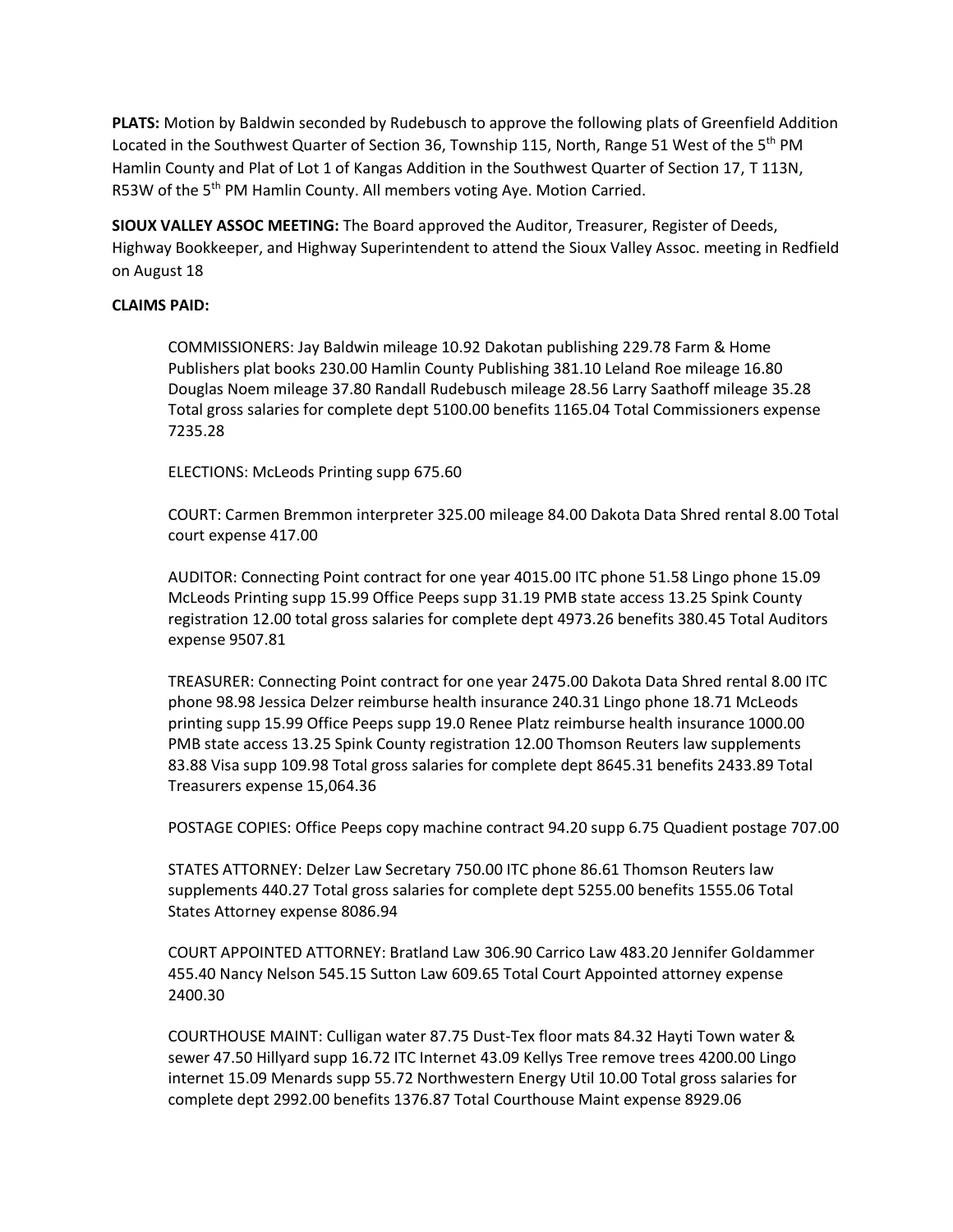**PLATS:** Motion by Baldwin seconded by Rudebusch to approve the following plats of Greenfield Addition Located in the Southwest Quarter of Section 36, Township 115, North, Range 51 West of the 5th PM Hamlin County and Plat of Lot 1 of Kangas Addition in the Southwest Quarter of Section 17, T 113N, R53W of the 5th PM Hamlin County. All members voting Aye. Motion Carried.

**SIOUX VALLEY ASSOC MEETING:** The Board approved the Auditor, Treasurer, Register of Deeds, Highway Bookkeeper, and Highway Superintendent to attend the Sioux Valley Assoc. meeting in Redfield on August 18

**CLAIMS PAID:**

COMMISSIONERS: Jay Baldwin mileage 10.92 Dakotan publishing 229.78 Farm & Home Publishers plat books 230.00 Hamlin County Publishing 381.10 Leland Roe mileage 16.80 Douglas Noem mileage 37.80 Randall Rudebusch mileage 28.56 Larry Saathoff mileage 35.28 Total gross salaries for complete dept 5100.00 benefits 1165.04 Total Commissioners expense 7235.28

ELECTIONS: McLeods Printing supp 675.60

COURT: Carmen Bremmon interpreter 325.00 mileage 84.00 Dakota Data Shred rental 8.00 Total court expense 417.00

AUDITOR: Connecting Point contract for one year 4015.00 ITC phone 51.58 Lingo phone 15.09 McLeods Printing supp 15.99 Office Peeps supp 31.19 PMB state access 13.25 Spink County registration 12.00 total gross salaries for complete dept 4973.26 benefits 380.45 Total Auditors expense 9507.81

TREASURER: Connecting Point contract for one year 2475.00 Dakota Data Shred rental 8.00 ITC phone 98.98 Jessica Delzer reimburse health insurance 240.31 Lingo phone 18.71 McLeods printing supp 15.99 Office Peeps supp 19.0 Renee Platz reimburse health insurance 1000.00 PMB state access 13.25 Spink County registration 12.00 Thomson Reuters law supplements 83.88 Visa supp 109.98 Total gross salaries for complete dept 8645.31 benefits 2433.89 Total Treasurers expense 15,064.36

POSTAGE COPIES: Office Peeps copy machine contract 94.20 supp 6.75 Quadient postage 707.00

STATES ATTORNEY: Delzer Law Secretary 750.00 ITC phone 86.61 Thomson Reuters law supplements 440.27 Total gross salaries for complete dept 5255.00 benefits 1555.06 Total States Attorney expense 8086.94

COURT APPOINTED ATTORNEY: Bratland Law 306.90 Carrico Law 483.20 Jennifer Goldammer 455.40 Nancy Nelson 545.15 Sutton Law 609.65 Total Court Appointed attorney expense 2400.30

COURTHOUSE MAINT: Culligan water 87.75 Dust-Tex floor mats 84.32 Hayti Town water & sewer 47.50 Hillyard supp 16.72 ITC Internet 43.09 Kellys Tree remove trees 4200.00 Lingo internet 15.09 Menards supp 55.72 Northwestern Energy Util 10.00 Total gross salaries for complete dept 2992.00 benefits 1376.87 Total Courthouse Maint expense 8929.06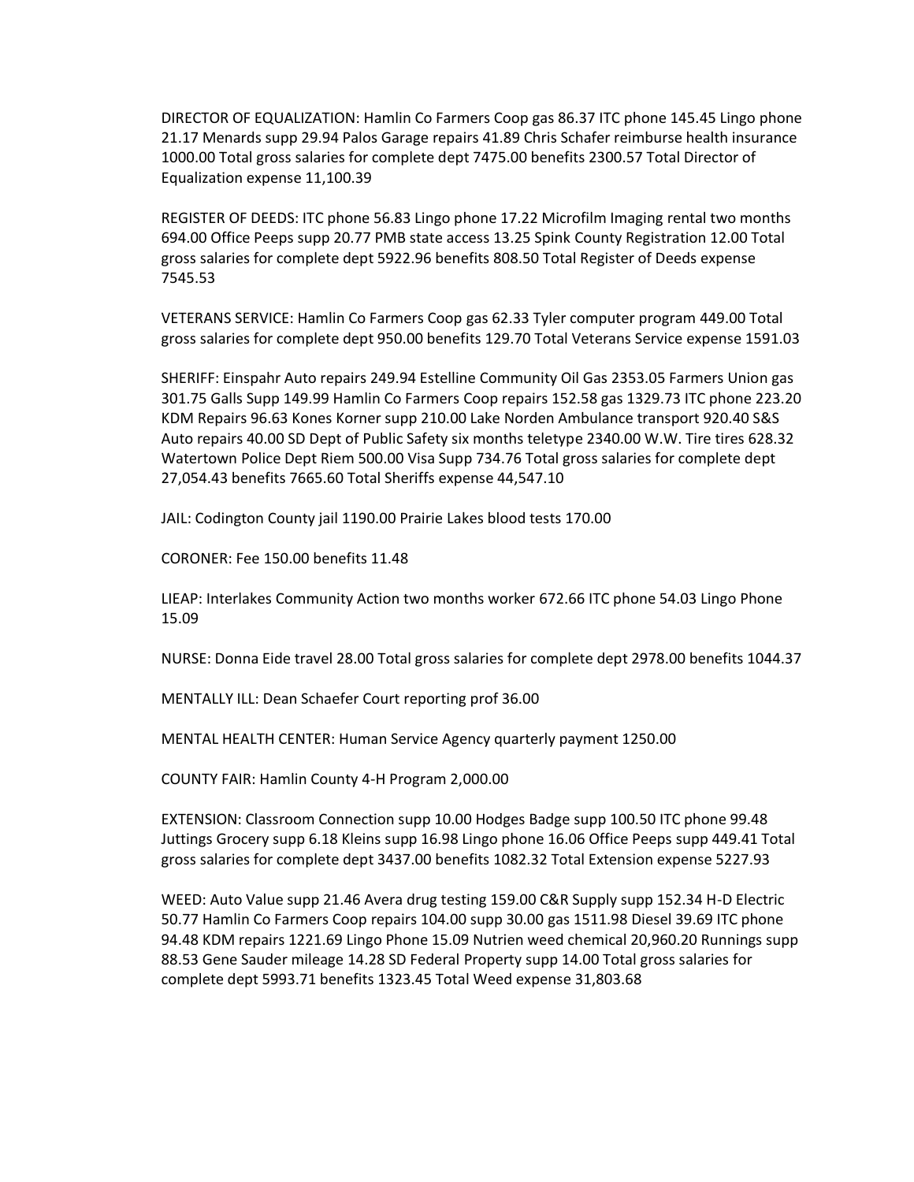DIRECTOR OF EQUALIZATION: Hamlin Co Farmers Coop gas 86.37 ITC phone 145.45 Lingo phone 21.17 Menards supp 29.94 Palos Garage repairs 41.89 Chris Schafer reimburse health insurance 1000.00 Total gross salaries for complete dept 7475.00 benefits 2300.57 Total Director of Equalization expense 11,100.39

REGISTER OF DEEDS: ITC phone 56.83 Lingo phone 17.22 Microfilm Imaging rental two months 694.00 Office Peeps supp 20.77 PMB state access 13.25 Spink County Registration 12.00 Total gross salaries for complete dept 5922.96 benefits 808.50 Total Register of Deeds expense 7545.53

VETERANS SERVICE: Hamlin Co Farmers Coop gas 62.33 Tyler computer program 449.00 Total gross salaries for complete dept 950.00 benefits 129.70 Total Veterans Service expense 1591.03

SHERIFF: Einspahr Auto repairs 249.94 Estelline Community Oil Gas 2353.05 Farmers Union gas 301.75 Galls Supp 149.99 Hamlin Co Farmers Coop repairs 152.58 gas 1329.73 ITC phone 223.20 KDM Repairs 96.63 Kones Korner supp 210.00 Lake Norden Ambulance transport 920.40 S&S Auto repairs 40.00 SD Dept of Public Safety six months teletype 2340.00 W.W. Tire tires 628.32 Watertown Police Dept Riem 500.00 Visa Supp 734.76 Total gross salaries for complete dept 27,054.43 benefits 7665.60 Total Sheriffs expense 44,547.10

JAIL: Codington County jail 1190.00 Prairie Lakes blood tests 170.00

CORONER: Fee 150.00 benefits 11.48

LIEAP: Interlakes Community Action two months worker 672.66 ITC phone 54.03 Lingo Phone 15.09

NURSE: Donna Eide travel 28.00 Total gross salaries for complete dept 2978.00 benefits 1044.37

MENTALLY ILL: Dean Schaefer Court reporting prof 36.00

MENTAL HEALTH CENTER: Human Service Agency quarterly payment 1250.00

COUNTY FAIR: Hamlin County 4-H Program 2,000.00

EXTENSION: Classroom Connection supp 10.00 Hodges Badge supp 100.50 ITC phone 99.48 Juttings Grocery supp 6.18 Kleins supp 16.98 Lingo phone 16.06 Office Peeps supp 449.41 Total gross salaries for complete dept 3437.00 benefits 1082.32 Total Extension expense 5227.93

WEED: Auto Value supp 21.46 Avera drug testing 159.00 C&R Supply supp 152.34 H-D Electric 50.77 Hamlin Co Farmers Coop repairs 104.00 supp 30.00 gas 1511.98 Diesel 39.69 ITC phone 94.48 KDM repairs 1221.69 Lingo Phone 15.09 Nutrien weed chemical 20,960.20 Runnings supp 88.53 Gene Sauder mileage 14.28 SD Federal Property supp 14.00 Total gross salaries for complete dept 5993.71 benefits 1323.45 Total Weed expense 31,803.68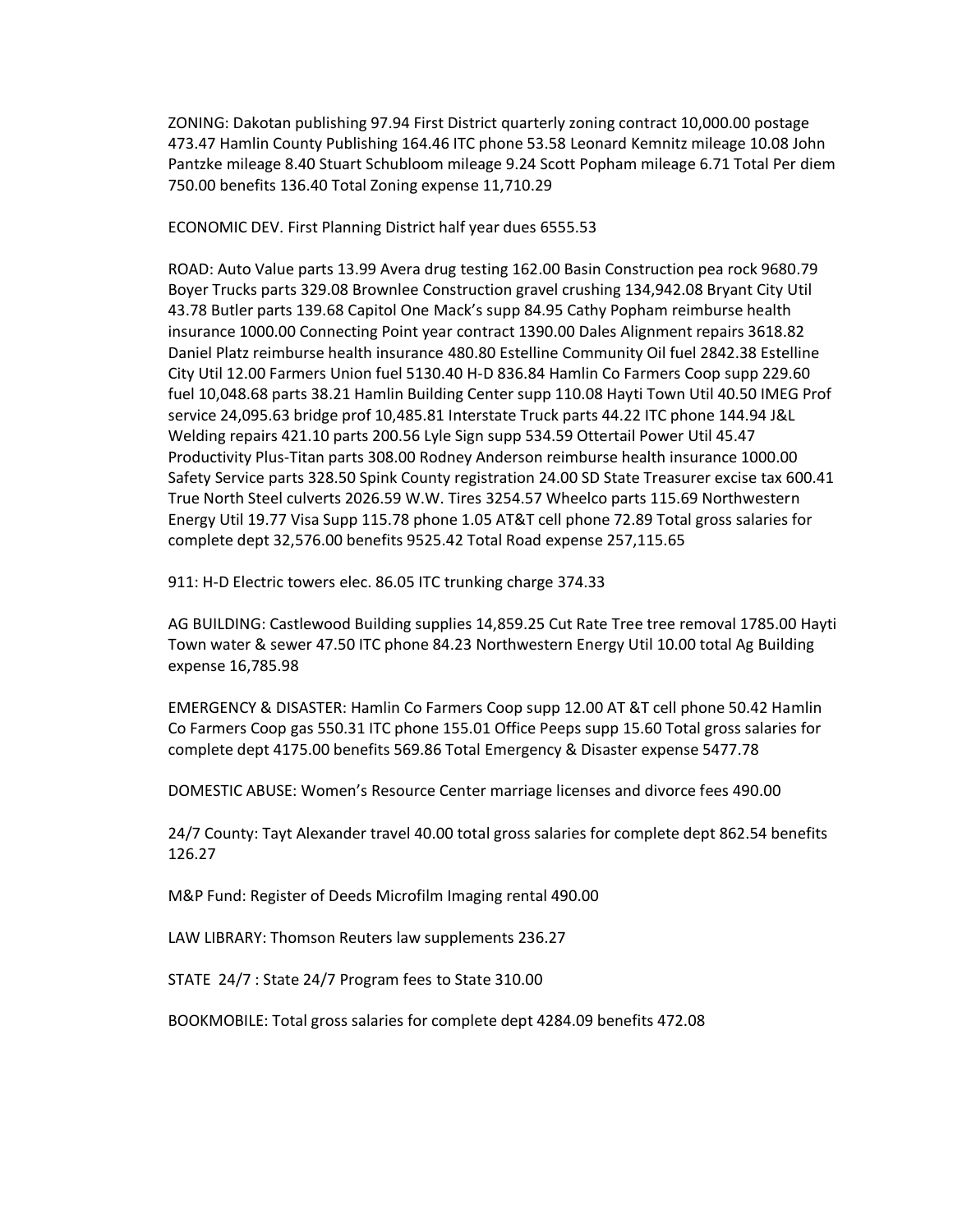ZONING: Dakotan publishing 97.94 First District quarterly zoning contract 10,000.00 postage 473.47 Hamlin County Publishing 164.46 ITC phone 53.58 Leonard Kemnitz mileage 10.08 John Pantzke mileage 8.40 Stuart Schubloom mileage 9.24 Scott Popham mileage 6.71 Total Per diem 750.00 benefits 136.40 Total Zoning expense 11,710.29

ECONOMIC DEV. First Planning District half year dues 6555.53

ROAD: Auto Value parts 13.99 Avera drug testing 162.00 Basin Construction pea rock 9680.79 Boyer Trucks parts 329.08 Brownlee Construction gravel crushing 134,942.08 Bryant City Util 43.78 Butler parts 139.68 Capitol One Mack's supp 84.95 Cathy Popham reimburse health insurance 1000.00 Connecting Point year contract 1390.00 Dales Alignment repairs 3618.82 Daniel Platz reimburse health insurance 480.80 Estelline Community Oil fuel 2842.38 Estelline City Util 12.00 Farmers Union fuel 5130.40 H-D 836.84 Hamlin Co Farmers Coop supp 229.60 fuel 10,048.68 parts 38.21 Hamlin Building Center supp 110.08 Hayti Town Util 40.50 IMEG Prof service 24,095.63 bridge prof 10,485.81 Interstate Truck parts 44.22 ITC phone 144.94 J&L Welding repairs 421.10 parts 200.56 Lyle Sign supp 534.59 Ottertail Power Util 45.47 Productivity Plus-Titan parts 308.00 Rodney Anderson reimburse health insurance 1000.00 Safety Service parts 328.50 Spink County registration 24.00 SD State Treasurer excise tax 600.41 True North Steel culverts 2026.59 W.W. Tires 3254.57 Wheelco parts 115.69 Northwestern Energy Util 19.77 Visa Supp 115.78 phone 1.05 AT&T cell phone 72.89 Total gross salaries for complete dept 32,576.00 benefits 9525.42 Total Road expense 257,115.65

911: H-D Electric towers elec. 86.05 ITC trunking charge 374.33

AG BUILDING: Castlewood Building supplies 14,859.25 Cut Rate Tree tree removal 1785.00 Hayti Town water & sewer 47.50 ITC phone 84.23 Northwestern Energy Util 10.00 total Ag Building expense 16,785.98

EMERGENCY & DISASTER: Hamlin Co Farmers Coop supp 12.00 AT &T cell phone 50.42 Hamlin Co Farmers Coop gas 550.31 ITC phone 155.01 Office Peeps supp 15.60 Total gross salaries for complete dept 4175.00 benefits 569.86 Total Emergency & Disaster expense 5477.78

DOMESTIC ABUSE: Women's Resource Center marriage licenses and divorce fees 490.00

24/7 County: Tayt Alexander travel 40.00 total gross salaries for complete dept 862.54 benefits 126.27

M&P Fund: Register of Deeds Microfilm Imaging rental 490.00

LAW LIBRARY: Thomson Reuters law supplements 236.27

STATE 24/7 : State 24/7 Program fees to State 310.00

BOOKMOBILE: Total gross salaries for complete dept 4284.09 benefits 472.08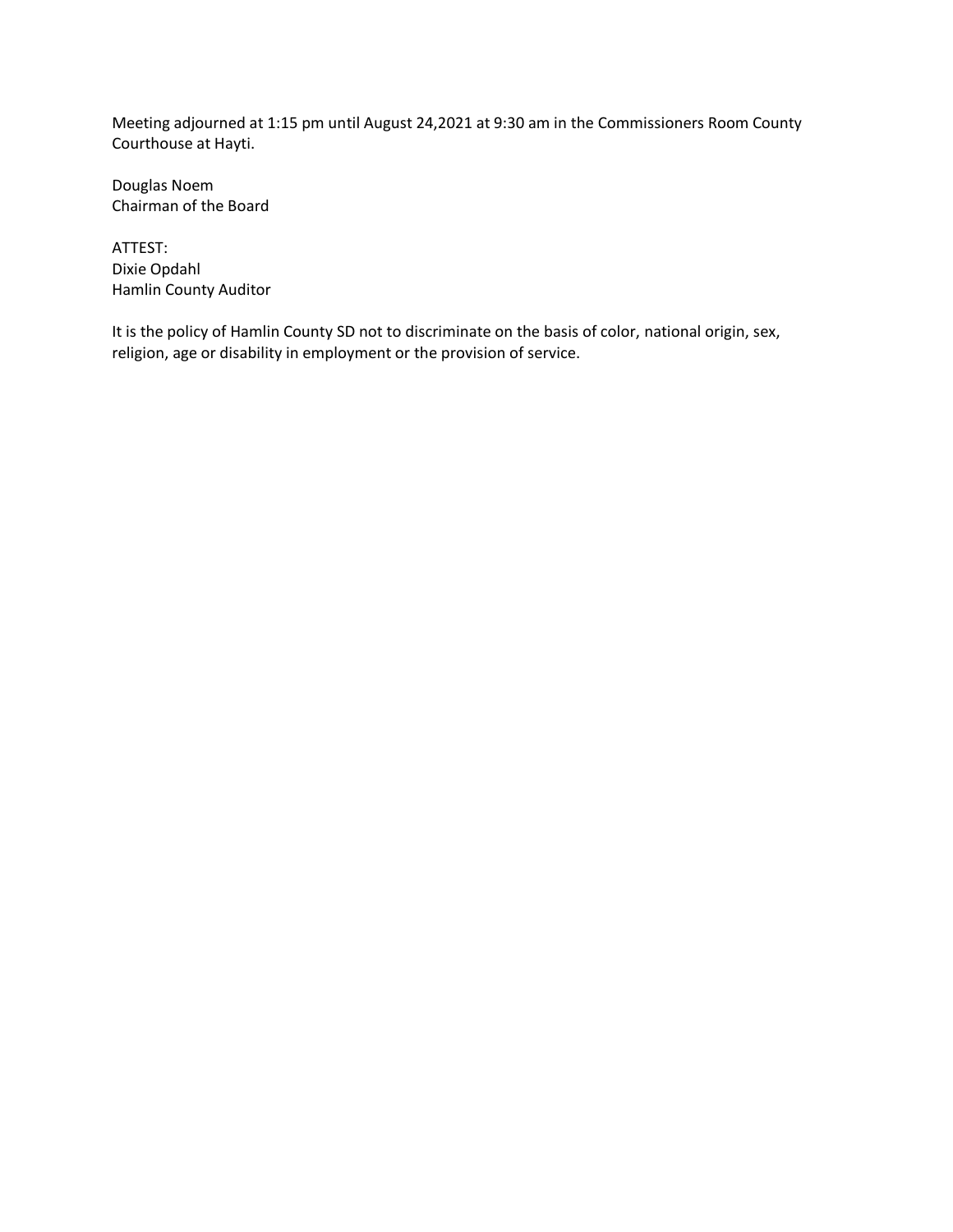Meeting adjourned at 1:15 pm until August 24,2021 at 9:30 am in the Commissioners Room County Courthouse at Hayti.

Douglas Noem
Chairman of the Board

ATTEST:
Dixie Opdahl
Hamlin County Auditor

It is the policy of Hamlin County SD not to discriminate on the basis of color, national origin, sex, religion, age or disability in employment or the provision of service.